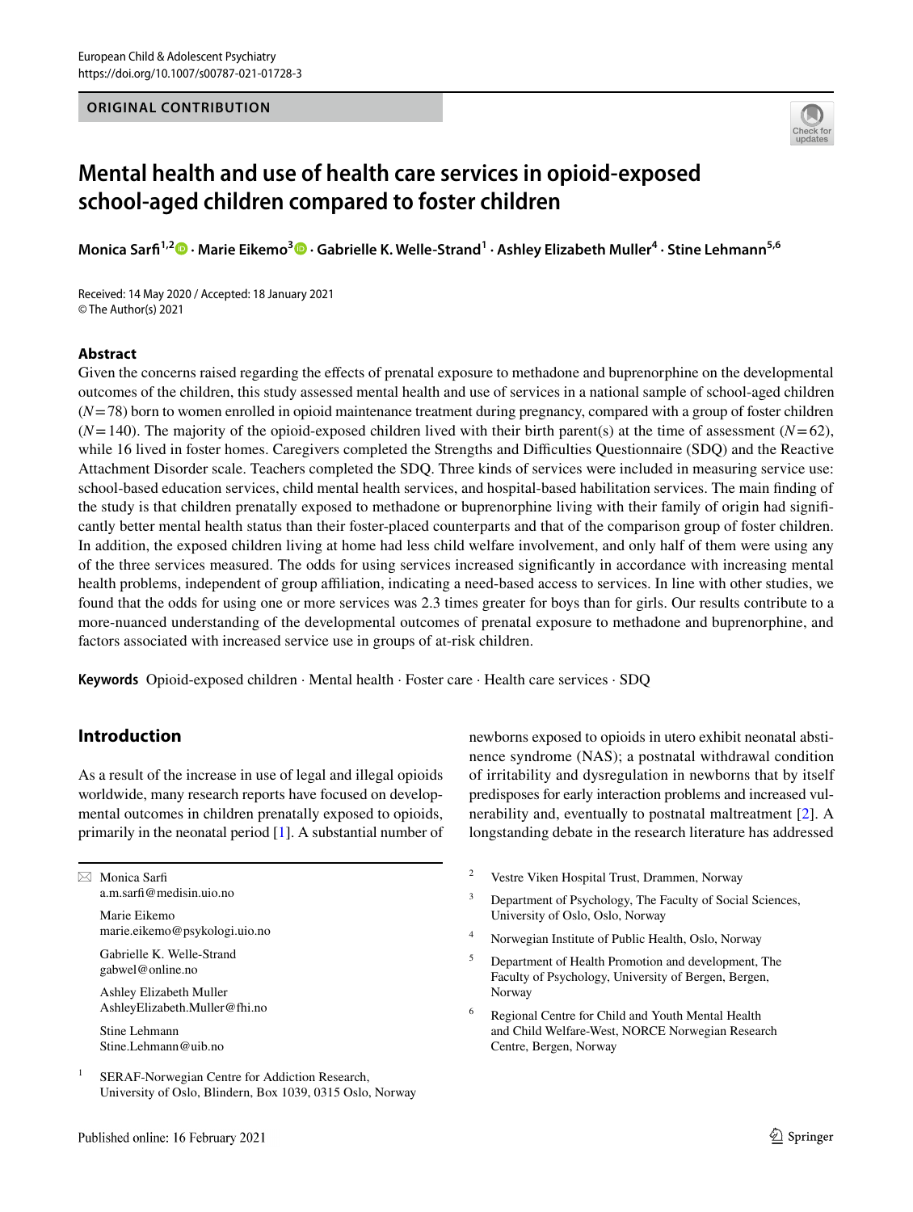ORIGINAL CONTRIBUTION

# Mental health and use of health care services in opioid-exposed school-aged children compared to foster children

**Monica Sarfi[1,2] · Marie Eikemo[3] · Gabrielle K. Welle-Strand[1] · Ashley Elizabeth Muller[4] · Stine Lehmann[5,6]**

Received: 14 May 2020 / Accepted: 18 January 2021
© The Author(s) 2021

## Abstract

Given the concerns raised regarding the effects of prenatal exposure to methadone and buprenorphine on the developmental outcomes of the children, this study assessed mental health and use of services in a national sample of school-aged children ($N=78$) born to women enrolled in opioid maintenance treatment during pregnancy, compared with a group of foster children ($N=140$). The majority of the opioid-exposed children lived with their birth parent(s) at the time of assessment ($N=62$), while 16 lived in foster homes. Caregivers completed the Strengths and Difficulties Questionnaire (SDQ) and the Reactive Attachment Disorder scale. Teachers completed the SDQ. Three kinds of services were included in measuring service use: school-based education services, child mental health services, and hospital-based habilitation services. The main finding of the study is that children prenatally exposed to methadone or buprenorphine living with their family of origin had significantly better mental health status than their foster-placed counterparts and that of the comparison group of foster children. In addition, the exposed children living at home had less child welfare involvement, and only half of them were using any of the three services measured. The odds for using services increased significantly in accordance with increasing mental health problems, independent of group affiliation, indicating a need-based access to services. In line with other studies, we found that the odds for using one or more services was 2.3 times greater for boys than for girls. Our results contribute to a more-nuanced understanding of the developmental outcomes of prenatal exposure to methadone and buprenorphine, and factors associated with increased service use in groups of at-risk children.

**Keywords** Opioid-exposed children · Mental health · Foster care · Health care services · SDQ

## Introduction

As a result of the increase in use of legal and illegal opioids worldwide, many research reports have focused on developmental outcomes in children prenatally exposed to opioids, primarily in the neonatal period [1]. A substantial number of newborns exposed to opioids in utero exhibit neonatal abstinence syndrome (NAS); a postnatal withdrawal condition of irritability and dysregulation in newborns that by itself predisposes for early interaction problems and increased vulnerability and, eventually to postnatal maltreatment [2]. A longstanding debate in the research literature has addressed

---

✉ Monica Sarfi
a.m.sarfi@medisin.uio.no

Marie Eikemo
marie.eikemo@psykologi.uio.no

Gabrielle K. Welle-Strand
gabwel@online.no

Ashley Elizabeth Muller
AshleyElizabeth.Muller@fhi.no

Stine Lehmann
Stine.Lehmann@uib.no

1. SERAF-Norwegian Centre for Addiction Research, University of Oslo, Blindern, Box 1039, 0315 Oslo, Norway
2. Vestre Viken Hospital Trust, Drammen, Norway
3. Department of Psychology, The Faculty of Social Sciences, University of Oslo, Oslo, Norway
4. Norwegian Institute of Public Health, Oslo, Norway
5. Department of Health Promotion and development, The Faculty of Psychology, University of Bergen, Bergen, Norway
6. Regional Centre for Child and Youth Mental Health and Child Welfare-West, NORCE Norwegian Research Centre, Bergen, Norway

Published online: 16 February 2021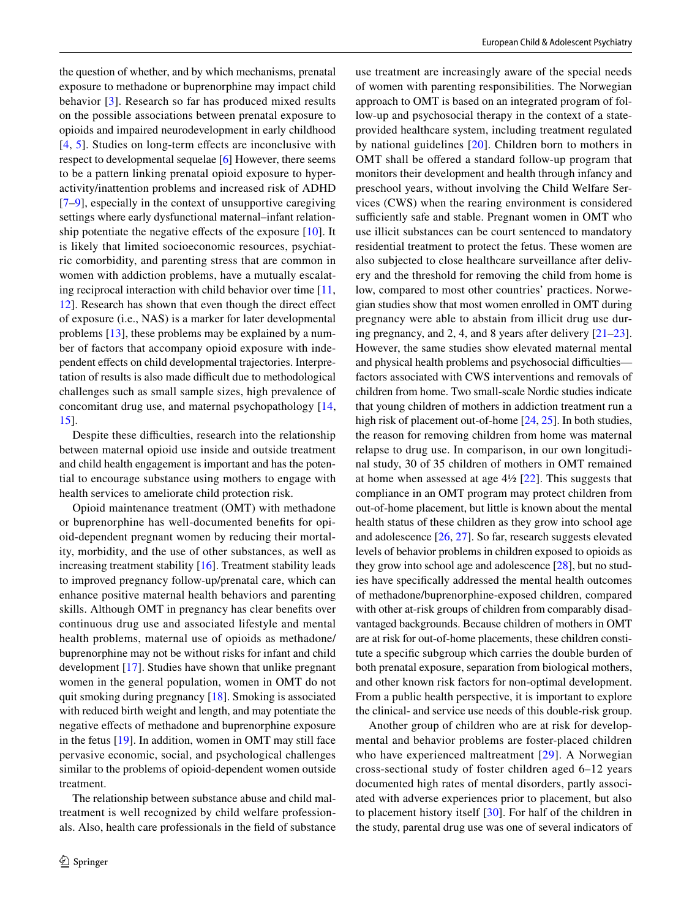the question of whether, and by which mechanisms, prenatal exposure to methadone or buprenorphine may impact child behavior [3]. Research so far has produced mixed results on the possible associations between prenatal exposure to opioids and impaired neurodevelopment in early childhood [4, 5]. Studies on long-term effects are inconclusive with respect to developmental sequelae [6] However, there seems to be a pattern linking prenatal opioid exposure to hyperactivity/inattention problems and increased risk of ADHD [7–9], especially in the context of unsupportive caregiving settings where early dysfunctional maternal–infant relationship potentiate the negative effects of the exposure [10]. It is likely that limited socioeconomic resources, psychiatric comorbidity, and parenting stress that are common in women with addiction problems, have a mutually escalating reciprocal interaction with child behavior over time [11, 12]. Research has shown that even though the direct effect of exposure (i.e., NAS) is a marker for later developmental problems [13], these problems may be explained by a number of factors that accompany opioid exposure with independent effects on child developmental trajectories. Interpretation of results is also made difficult due to methodological challenges such as small sample sizes, high prevalence of concomitant drug use, and maternal psychopathology [14, 15].

Despite these difficulties, research into the relationship between maternal opioid use inside and outside treatment and child health engagement is important and has the potential to encourage substance using mothers to engage with health services to ameliorate child protection risk.

Opioid maintenance treatment (OMT) with methadone or buprenorphine has well-documented benefits for opioid-dependent pregnant women by reducing their mortality, morbidity, and the use of other substances, as well as increasing treatment stability [16]. Treatment stability leads to improved pregnancy follow-up/prenatal care, which can enhance positive maternal health behaviors and parenting skills. Although OMT in pregnancy has clear benefits over continuous drug use and associated lifestyle and mental health problems, maternal use of opioids as methadone/buprenorphine may not be without risks for infant and child development [17]. Studies have shown that unlike pregnant women in the general population, women in OMT do not quit smoking during pregnancy [18]. Smoking is associated with reduced birth weight and length, and may potentiate the negative effects of methadone and buprenorphine exposure in the fetus [19]. In addition, women in OMT may still face pervasive economic, social, and psychological challenges similar to the problems of opioid-dependent women outside treatment.

The relationship between substance abuse and child maltreatment is well recognized by child welfare professionals. Also, health care professionals in the field of substance use treatment are increasingly aware of the special needs of women with parenting responsibilities. The Norwegian approach to OMT is based on an integrated program of follow-up and psychosocial therapy in the context of a state-provided healthcare system, including treatment regulated by national guidelines [20]. Children born to mothers in OMT shall be offered a standard follow-up program that monitors their development and health through infancy and preschool years, without involving the Child Welfare Services (CWS) when the rearing environment is considered sufficiently safe and stable. Pregnant women in OMT who use illicit substances can be court sentenced to mandatory residential treatment to protect the fetus. These women are also subjected to close healthcare surveillance after delivery and the threshold for removing the child from home is low, compared to most other countries' practices. Norwegian studies show that most women enrolled in OMT during pregnancy were able to abstain from illicit drug use during pregnancy, and 2, 4, and 8 years after delivery [21–23]. However, the same studies show elevated maternal mental and physical health problems and psychosocial difficulties—factors associated with CWS interventions and removals of children from home. Two small-scale Nordic studies indicate that young children of mothers in addiction treatment run a high risk of placement out-of-home [24, 25]. In both studies, the reason for removing children from home was maternal relapse to drug use. In comparison, in our own longitudinal study, 30 of 35 children of mothers in OMT remained at home when assessed at age 4½ [22]. This suggests that compliance in an OMT program may protect children from out-of-home placement, but little is known about the mental health status of these children as they grow into school age and adolescence [26, 27]. So far, research suggests elevated levels of behavior problems in children exposed to opioids as they grow into school age and adolescence [28], but no studies have specifically addressed the mental health outcomes of methadone/buprenorphine-exposed children, compared with other at-risk groups of children from comparably disadvantaged backgrounds. Because children of mothers in OMT are at risk for out-of-home placements, these children constitute a specific subgroup which carries the double burden of both prenatal exposure, separation from biological mothers, and other known risk factors for non-optimal development. From a public health perspective, it is important to explore the clinical- and service use needs of this double-risk group.

Another group of children who are at risk for developmental and behavior problems are foster-placed children who have experienced maltreatment [29]. A Norwegian cross-sectional study of foster children aged 6–12 years documented high rates of mental disorders, partly associated with adverse experiences prior to placement, but also to placement history itself [30]. For half of the children in the study, parental drug use was one of several indicators of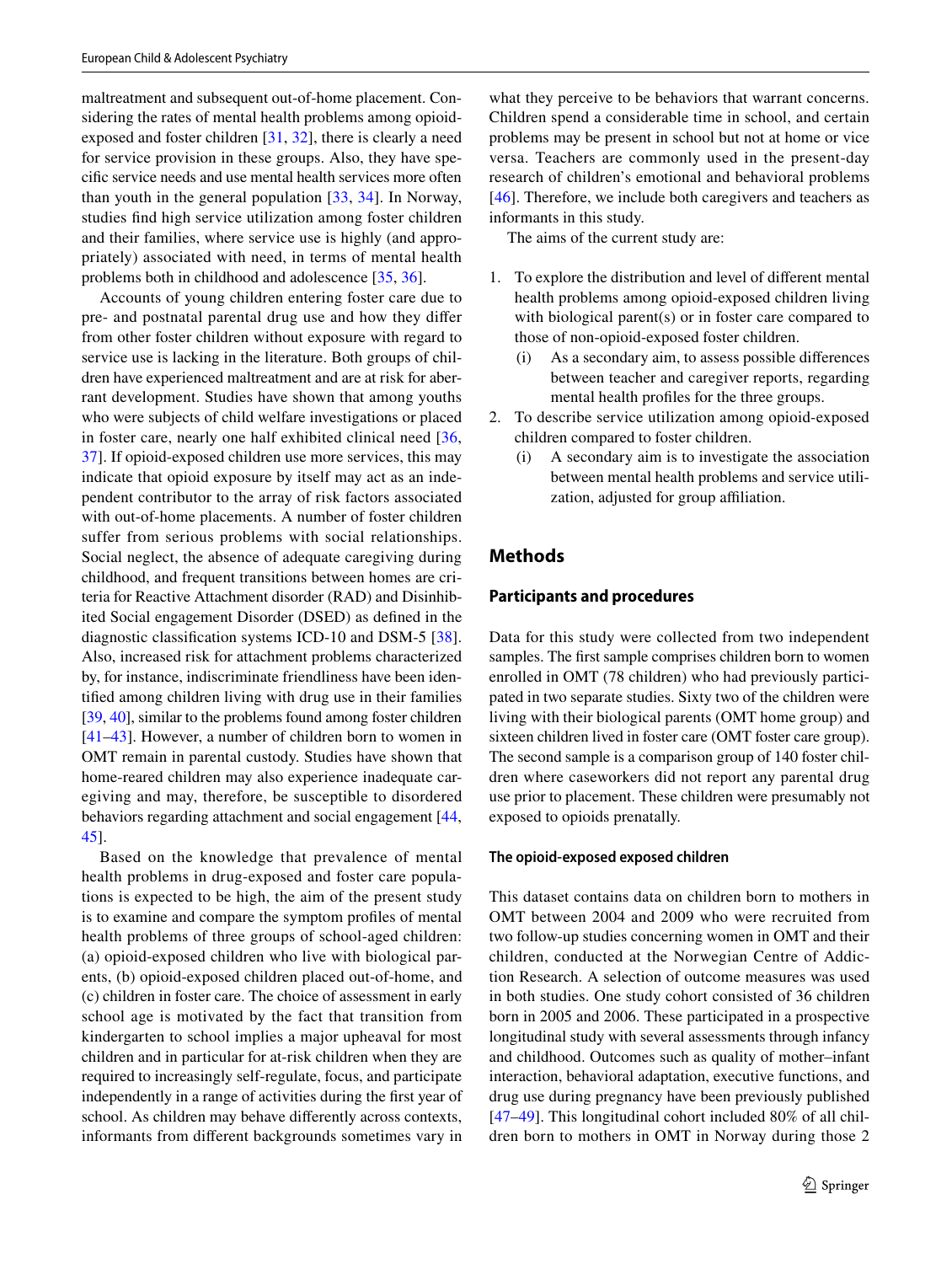maltreatment and subsequent out-of-home placement. Considering the rates of mental health problems among opioid-exposed and foster children [31, 32], there is clearly a need for service provision in these groups. Also, they have specific service needs and use mental health services more often than youth in the general population [33, 34]. In Norway, studies find high service utilization among foster children and their families, where service use is highly (and appropriately) associated with need, in terms of mental health problems both in childhood and adolescence [35, 36].

Accounts of young children entering foster care due to pre- and postnatal parental drug use and how they differ from other foster children without exposure with regard to service use is lacking in the literature. Both groups of children have experienced maltreatment and are at risk for aberrant development. Studies have shown that among youths who were subjects of child welfare investigations or placed in foster care, nearly one half exhibited clinical need [36, 37]. If opioid-exposed children use more services, this may indicate that opioid exposure by itself may act as an independent contributor to the array of risk factors associated with out-of-home placements. A number of foster children suffer from serious problems with social relationships. Social neglect, the absence of adequate caregiving during childhood, and frequent transitions between homes are criteria for Reactive Attachment disorder (RAD) and Disinhibited Social engagement Disorder (DSED) as defined in the diagnostic classification systems ICD-10 and DSM-5 [38]. Also, increased risk for attachment problems characterized by, for instance, indiscriminate friendliness have been identified among children living with drug use in their families [39, 40], similar to the problems found among foster children [41–43]. However, a number of children born to women in OMT remain in parental custody. Studies have shown that home-reared children may also experience inadequate caregiving and may, therefore, be susceptible to disordered behaviors regarding attachment and social engagement [44, 45].

Based on the knowledge that prevalence of mental health problems in drug-exposed and foster care populations is expected to be high, the aim of the present study is to examine and compare the symptom profiles of mental health problems of three groups of school-aged children: (a) opioid-exposed children who live with biological parents, (b) opioid-exposed children placed out-of-home, and (c) children in foster care. The choice of assessment in early school age is motivated by the fact that transition from kindergarten to school implies a major upheaval for most children and in particular for at-risk children when they are required to increasingly self-regulate, focus, and participate independently in a range of activities during the first year of school. As children may behave differently across contexts, informants from different backgrounds sometimes vary in what they perceive to be behaviors that warrant concerns. Children spend a considerable time in school, and certain problems may be present in school but not at home or vice versa. Teachers are commonly used in the present-day research of children's emotional and behavioral problems [46]. Therefore, we include both caregivers and teachers as informants in this study.

The aims of the current study are:

1. To explore the distribution and level of different mental health problems among opioid-exposed children living with biological parent(s) or in foster care compared to those of non-opioid-exposed foster children.
   (i) As a secondary aim, to assess possible differences between teacher and caregiver reports, regarding mental health profiles for the three groups.
2. To describe service utilization among opioid-exposed children compared to foster children.
   (i) A secondary aim is to investigate the association between mental health problems and service utilization, adjusted for group affiliation.

## Methods

### Participants and procedures

Data for this study were collected from two independent samples. The first sample comprises children born to women enrolled in OMT (78 children) who had previously participated in two separate studies. Sixty two of the children were living with their biological parents (OMT home group) and sixteen children lived in foster care (OMT foster care group). The second sample is a comparison group of 140 foster children where caseworkers did not report any parental drug use prior to placement. These children were presumably not exposed to opioids prenatally.

#### The opioid-exposed exposed children

This dataset contains data on children born to mothers in OMT between 2004 and 2009 who were recruited from two follow-up studies concerning women in OMT and their children, conducted at the Norwegian Centre of Addiction Research. A selection of outcome measures was used in both studies. One study cohort consisted of 36 children born in 2005 and 2006. These participated in a prospective longitudinal study with several assessments through infancy and childhood. Outcomes such as quality of mother–infant interaction, behavioral adaptation, executive functions, and drug use during pregnancy have been previously published [47–49]. This longitudinal cohort included 80% of all children born to mothers in OMT in Norway during those 2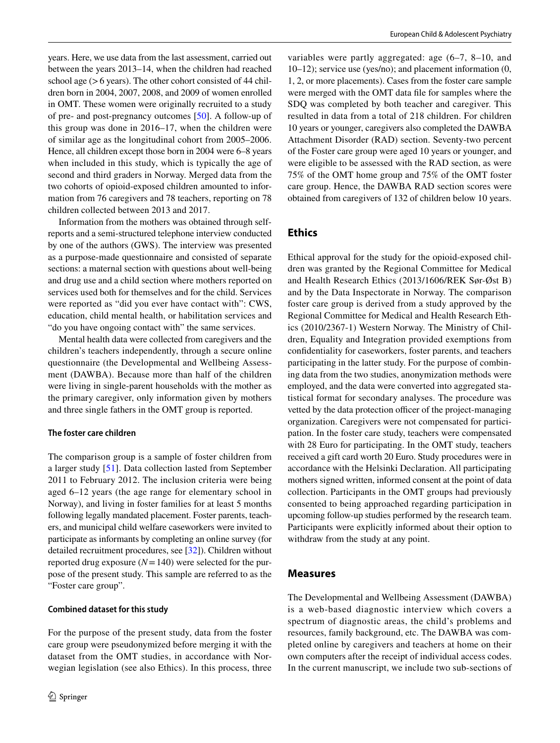years. Here, we use data from the last assessment, carried out between the years 2013–14, when the children had reached school age (> 6 years). The other cohort consisted of 44 children born in 2004, 2007, 2008, and 2009 of women enrolled in OMT. These women were originally recruited to a study of pre- and post-pregnancy outcomes [50]. A follow-up of this group was done in 2016–17, when the children were of similar age as the longitudinal cohort from 2005–2006. Hence, all children except those born in 2004 were 6–8 years when included in this study, which is typically the age of second and third graders in Norway. Merged data from the two cohorts of opioid-exposed children amounted to information from 76 caregivers and 78 teachers, reporting on 78 children collected between 2013 and 2017.

Information from the mothers was obtained through self-reports and a semi-structured telephone interview conducted by one of the authors (GWS). The interview was presented as a purpose-made questionnaire and consisted of separate sections: a maternal section with questions about well-being and drug use and a child section where mothers reported on services used both for themselves and for the child. Services were reported as "did you ever have contact with": CWS, education, child mental health, or habilitation services and "do you have ongoing contact with" the same services.

Mental health data were collected from caregivers and the children's teachers independently, through a secure online questionnaire (the Developmental and Wellbeing Assessment (DAWBA). Because more than half of the children were living in single-parent households with the mother as the primary caregiver, only information given by mothers and three single fathers in the OMT group is reported.

#### The foster care children

The comparison group is a sample of foster children from a larger study [51]. Data collection lasted from September 2011 to February 2012. The inclusion criteria were being aged 6–12 years (the age range for elementary school in Norway), and living in foster families for at least 5 months following legally mandated placement. Foster parents, teachers, and municipal child welfare caseworkers were invited to participate as informants by completing an online survey (for detailed recruitment procedures, see [32]). Children without reported drug exposure ($N = 140$) were selected for the purpose of the present study. This sample are referred to as the "Foster care group".

#### Combined dataset for this study

For the purpose of the present study, data from the foster care group were pseudonymized before merging it with the dataset from the OMT studies, in accordance with Norwegian legislation (see also Ethics). In this process, three variables were partly aggregated: age (6–7, 8–10, and 10–12); service use (yes/no); and placement information (0, 1, 2, or more placements). Cases from the foster care sample were merged with the OMT data file for samples where the SDQ was completed by both teacher and caregiver. This resulted in data from a total of 218 children. For children 10 years or younger, caregivers also completed the DAWBA Attachment Disorder (RAD) section. Seventy-two percent of the Foster care group were aged 10 years or younger, and were eligible to be assessed with the RAD section, as were 75% of the OMT home group and 75% of the OMT foster care group. Hence, the DAWBA RAD section scores were obtained from caregivers of 132 of children below 10 years.

## Ethics

Ethical approval for the study for the opioid-exposed children was granted by the Regional Committee for Medical and Health Research Ethics (2013/1606/REK Sør-Øst B) and by the Data Inspectorate in Norway. The comparison foster care group is derived from a study approved by the Regional Committee for Medical and Health Research Ethics (2010/2367-1) Western Norway. The Ministry of Children, Equality and Integration provided exemptions from confidentiality for caseworkers, foster parents, and teachers participating in the latter study. For the purpose of combining data from the two studies, anonymization methods were employed, and the data were converted into aggregated statistical format for secondary analyses. The procedure was vetted by the data protection officer of the project-managing organization. Caregivers were not compensated for participation. In the foster care study, teachers were compensated with 28 Euro for participating. In the OMT study, teachers received a gift card worth 20 Euro. Study procedures were in accordance with the Helsinki Declaration. All participating mothers signed written, informed consent at the point of data collection. Participants in the OMT groups had previously consented to being approached regarding participation in upcoming follow-up studies performed by the research team. Participants were explicitly informed about their option to withdraw from the study at any point.

## Measures

The Developmental and Wellbeing Assessment (DAWBA) is a web-based diagnostic interview which covers a spectrum of diagnostic areas, the child's problems and resources, family background, etc. The DAWBA was completed online by caregivers and teachers at home on their own computers after the receipt of individual access codes. In the current manuscript, we include two sub-sections of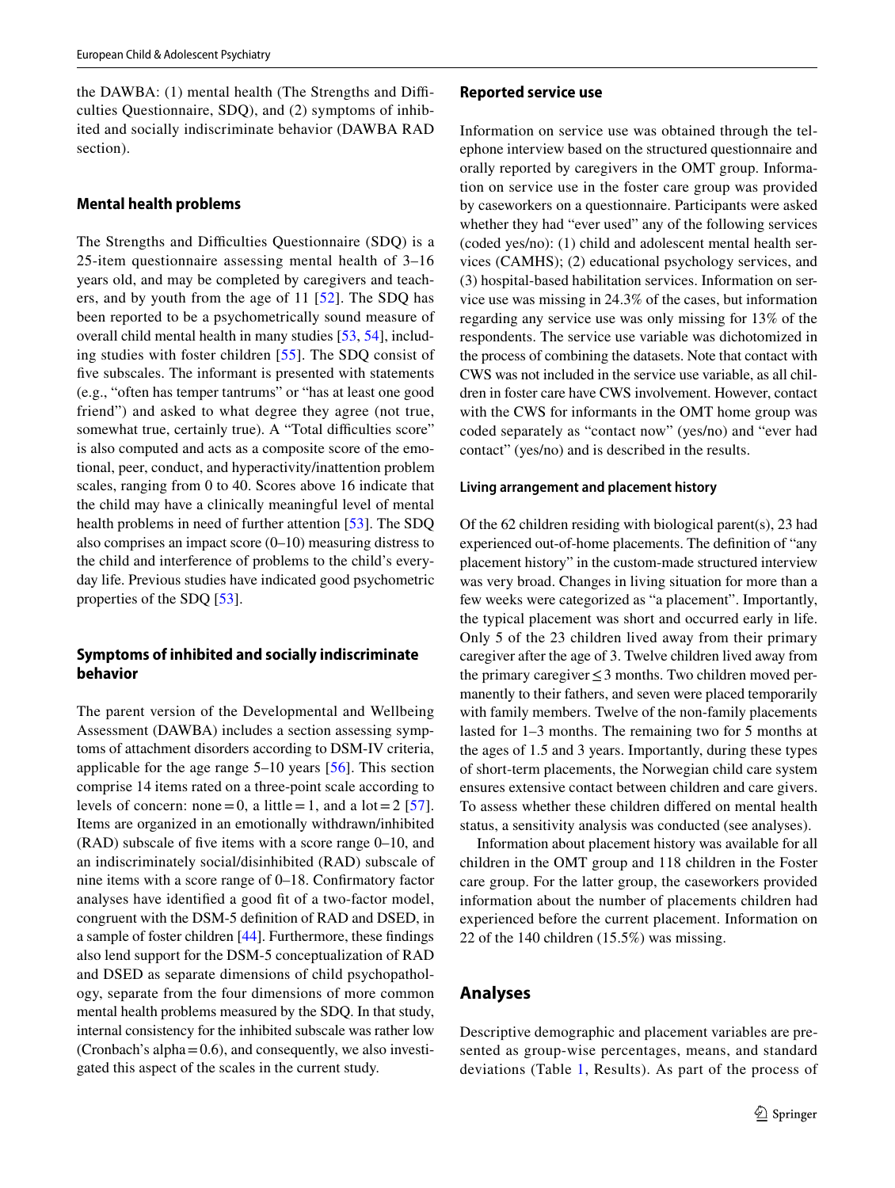the DAWBA: (1) mental health (The Strengths and Difficulties Questionnaire, SDQ), and (2) symptoms of inhibited and socially indiscriminate behavior (DAWBA RAD section).

### Mental health problems

The Strengths and Difficulties Questionnaire (SDQ) is a 25-item questionnaire assessing mental health of 3–16 years old, and may be completed by caregivers and teachers, and by youth from the age of 11 [52]. The SDQ has been reported to be a psychometrically sound measure of overall child mental health in many studies [53, 54], including studies with foster children [55]. The SDQ consist of five subscales. The informant is presented with statements (e.g., "often has temper tantrums" or "has at least one good friend") and asked to what degree they agree (not true, somewhat true, certainly true). A "Total difficulties score" is also computed and acts as a composite score of the emotional, peer, conduct, and hyperactivity/inattention problem scales, ranging from 0 to 40. Scores above 16 indicate that the child may have a clinically meaningful level of mental health problems in need of further attention [53]. The SDQ also comprises an impact score (0–10) measuring distress to the child and interference of problems to the child's everyday life. Previous studies have indicated good psychometric properties of the SDQ [53].

### Symptoms of inhibited and socially indiscriminate behavior

The parent version of the Developmental and Wellbeing Assessment (DAWBA) includes a section assessing symptoms of attachment disorders according to DSM-IV criteria, applicable for the age range 5–10 years [56]. This section comprise 14 items rated on a three-point scale according to levels of concern: none = 0, a little = 1, and a lot = 2 [57]. Items are organized in an emotionally withdrawn/inhibited (RAD) subscale of five items with a score range 0–10, and an indiscriminately social/disinhibited (RAD) subscale of nine items with a score range of 0–18. Confirmatory factor analyses have identified a good fit of a two-factor model, congruent with the DSM-5 definition of RAD and DSED, in a sample of foster children [44]. Furthermore, these findings also lend support for the DSM-5 conceptualization of RAD and DSED as separate dimensions of child psychopathology, separate from the four dimensions of more common mental health problems measured by the SDQ. In that study, internal consistency for the inhibited subscale was rather low (Cronbach's alpha = 0.6), and consequently, we also investigated this aspect of the scales in the current study.

### Reported service use

Information on service use was obtained through the telephone interview based on the structured questionnaire and orally reported by caregivers in the OMT group. Information on service use in the foster care group was provided by caseworkers on a questionnaire. Participants were asked whether they had "ever used" any of the following services (coded yes/no): (1) child and adolescent mental health services (CAMHS); (2) educational psychology services, and (3) hospital-based habilitation services. Information on service use was missing in 24.3% of the cases, but information regarding any service use was only missing for 13% of the respondents. The service use variable was dichotomized in the process of combining the datasets. Note that contact with CWS was not included in the service use variable, as all children in foster care have CWS involvement. However, contact with the CWS for informants in the OMT home group was coded separately as "contact now" (yes/no) and "ever had contact" (yes/no) and is described in the results.

#### Living arrangement and placement history

Of the 62 children residing with biological parent(s), 23 had experienced out-of-home placements. The definition of "any placement history" in the custom-made structured interview was very broad. Changes in living situation for more than a few weeks were categorized as "a placement". Importantly, the typical placement was short and occurred early in life. Only 5 of the 23 children lived away from their primary caregiver after the age of 3. Twelve children lived away from the primary caregiver ≤ 3 months. Two children moved permanently to their fathers, and seven were placed temporarily with family members. Twelve of the non-family placements lasted for 1–3 months. The remaining two for 5 months at the ages of 1.5 and 3 years. Importantly, during these types of short-term placements, the Norwegian child care system ensures extensive contact between children and care givers. To assess whether these children differed on mental health status, a sensitivity analysis was conducted (see analyses).

Information about placement history was available for all children in the OMT group and 118 children in the Foster care group. For the latter group, the caseworkers provided information about the number of placements children had experienced before the current placement. Information on 22 of the 140 children (15.5%) was missing.

## Analyses

Descriptive demographic and placement variables are presented as group-wise percentages, means, and standard deviations (Table 1, Results). As part of the process of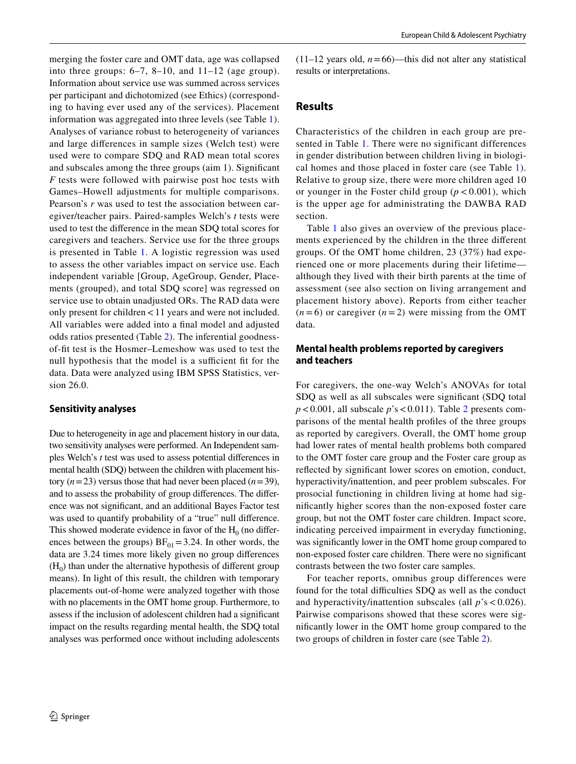merging the foster care and OMT data, age was collapsed into three groups: 6–7, 8–10, and 11–12 (age group). Information about service use was summed across services per participant and dichotomized (see Ethics) (corresponding to having ever used any of the services). Placement information was aggregated into three levels (see Table 1). Analyses of variance robust to heterogeneity of variances and large differences in sample sizes (Welch test) were used were to compare SDQ and RAD mean total scores and subscales among the three groups (aim 1). Significant *F* tests were followed with pairwise post hoc tests with Games–Howell adjustments for multiple comparisons. Pearson's *r* was used to test the association between caregiver/teacher pairs. Paired-samples Welch's *t* tests were used to test the difference in the mean SDQ total scores for caregivers and teachers. Service use for the three groups is presented in Table 1. A logistic regression was used to assess the other variables impact on service use. Each independent variable [Group, AgeGroup, Gender, Placements (grouped), and total SDQ score] was regressed on service use to obtain unadjusted ORs. The RAD data were only present for children < 11 years and were not included. All variables were added into a final model and adjusted odds ratios presented (Table 2). The inferential goodness-of-fit test is the Hosmer–Lemeshow was used to test the null hypothesis that the model is a sufficient fit for the data. Data were analyzed using IBM SPSS Statistics, version 26.0.

### Sensitivity analyses

Due to heterogeneity in age and placement history in our data, two sensitivity analyses were performed. An Independent samples Welch's *t* test was used to assess potential differences in mental health (SDQ) between the children with placement history ($n=23$) versus those that had never been placed ($n=39$), and to assess the probability of group differences. The difference was not significant, and an additional Bayes Factor test was used to quantify probability of a "true" null difference. This showed moderate evidence in favor of the $H_0$ (no differences between the groups) $BF_{01}=3.24$. In other words, the data are 3.24 times more likely given no group differences ($H_0$) than under the alternative hypothesis of different group means). In light of this result, the children with temporary placements out-of-home were analyzed together with those with no placements in the OMT home group. Furthermore, to assess if the inclusion of adolescent children had a significant impact on the results regarding mental health, the SDQ total analyses was performed once without including adolescents (11–12 years old, $n=66$)—this did not alter any statistical results or interpretations.

## Results

Characteristics of the children in each group are presented in Table 1. There were no significant differences in gender distribution between children living in biological homes and those placed in foster care (see Table 1). Relative to group size, there were more children aged 10 or younger in the Foster child group ($p<0.001$), which is the upper age for administrating the DAWBA RAD section.

Table 1 also gives an overview of the previous placements experienced by the children in the three different groups. Of the OMT home children, 23 (37%) had experienced one or more placements during their lifetime—although they lived with their birth parents at the time of assessment (see also section on living arrangement and placement history above). Reports from either teacher ($n=6$) or caregiver ($n=2$) were missing from the OMT data.

### Mental health problems reported by caregivers and teachers

For caregivers, the one-way Welch's ANOVAs for total SDQ as well as all subscales were significant (SDQ total $p<0.001$, all subscale $p$'s < 0.011). Table 2 presents comparisons of the mental health profiles of the three groups as reported by caregivers. Overall, the OMT home group had lower rates of mental health problems both compared to the OMT foster care group and the Foster care group as reflected by significant lower scores on emotion, conduct, hyperactivity/inattention, and peer problem subscales. For prosocial functioning in children living at home had significantly higher scores than the non-exposed foster care group, but not the OMT foster care children. Impact score, indicating perceived impairment in everyday functioning, was significantly lower in the OMT home group compared to non-exposed foster care children. There were no significant contrasts between the two foster care samples.

For teacher reports, omnibus group differences were found for the total difficulties SDQ as well as the conduct and hyperactivity/inattention subscales (all $p$'s < 0.026). Pairwise comparisons showed that these scores were significantly lower in the OMT home group compared to the two groups of children in foster care (see Table 2).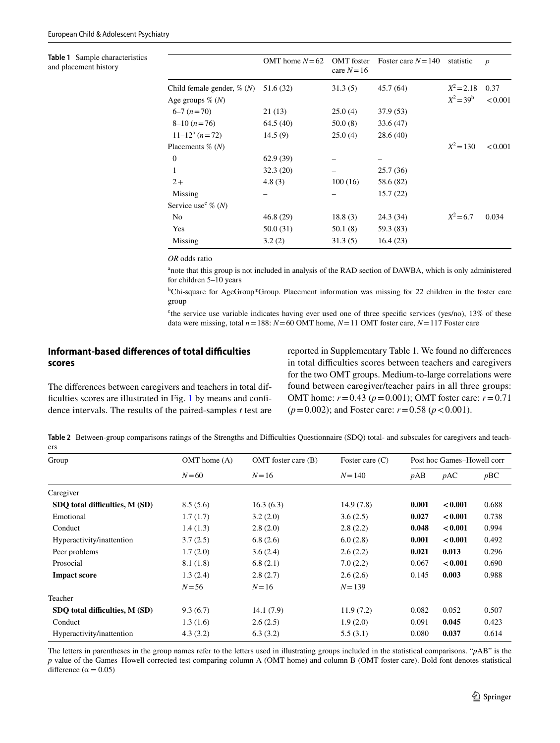**Table 1** Sample characteristics and placement history

| | OMT home $N=62$ | OMT foster care $N=16$ | Foster care $N=140$ | statistic | $p$ |
|---|---|---|---|---|---|
| Child female gender, % ($N$) | 51.6 (32) | 31.3 (5) | 45.7 (64) | $X^2=2.18$ | 0.37 |
| Age groups % ($N$) | | | | $X^2=39$[b] | <0.001 |
| 6–7 ($n=70$) | 21 (13) | 25.0 (4) | 37.9 (53) | | |
| 8–10 ($n=76$) | 64.5 (40) | 50.0 (8) | 33.6 (47) | | |
| 11–12[a] ($n=72$) | 14.5 (9) | 25.0 (4) | 28.6 (40) | | |
| Placements % ($N$) | | | | $X^2=130$ | <0.001 |
| 0 | 62.9 (39) | – | – | | |
| 1 | 32.3 (20) | – | 25.7 (36) | | |
| 2+ | 4.8 (3) | 100 (16) | 58.6 (82) | | |
| Missing | – | – | 15.7 (22) | | |
| Service use[c] % ($N$) | | | | | |
| No | 46.8 (29) | 18.8 (3) | 24.3 (34) | $X^2=6.7$ | 0.034 |
| Yes | 50.0 (31) | 50.1 (8) | 59.3 (83) | | |
| Missing | 3.2 (2) | 31.3 (5) | 16.4 (23) | | |

*OR* odds ratio

[a]note that this group is not included in analysis of the RAD section of DAWBA, which is only administered for children 5–10 years

[b]Chi-square for AgeGroup*Group. Placement information was missing for 22 children in the foster care group

[c]the service use variable indicates having ever used one of three specific services (yes/no), 13% of these data were missing, total $n=188$: $N=60$ OMT home, $N=11$ OMT foster care, $N=117$ Foster care

## Informant-based differences of total difficulties scores

The differences between caregivers and teachers in total difficulties scores are illustrated in Fig. 1 by means and confidence intervals. The results of the paired-samples *t* test are reported in Supplementary Table 1. We found no differences in total difficulties scores between teachers and caregivers for the two OMT groups. Medium-to-large correlations were found between caregiver/teacher pairs in all three groups: OMT home: $r=0.43$ ($p=0.001$); OMT foster care: $r=0.71$ ($p=0.002$); and Foster care: $r=0.58$ ($p<0.001$).

**Table 2** Between-group comparisons ratings of the Strengths and Difficulties Questionnaire (SDQ) total- and subscales for caregivers and teachers

| Group | OMT home (A) | OMT foster care (B) | Foster care (C) | Post hoc Games–Howell corr | | |
|---|---|---|---|---|---|---|
| | $N=60$ | $N=16$ | $N=140$ | *p*AB | *p*AC | *p*BC |
| Caregiver | | | | | | |
| **SDQ total difficulties, M (SD)** | 8.5 (5.6) | 16.3 (6.3) | 14.9 (7.8) | **0.001** | **<0.001** | 0.688 |
| Emotional | 1.7 (1.7) | 3.2 (2.0) | 3.6 (2.5) | **0.027** | **<0.001** | 0.738 |
| Conduct | 1.4 (1.3) | 2.8 (2.0) | 2.8 (2.2) | **0.048** | **<0.001** | 0.994 |
| Hyperactivity/inattention | 3.7 (2.5) | 6.8 (2.6) | 6.0 (2.8) | **0.001** | **<0.001** | 0.492 |
| Peer problems | 1.7 (2.0) | 3.6 (2.4) | 2.6 (2.2) | **0.021** | **0.013** | 0.296 |
| Prosocial | 8.1 (1.8) | 6.8 (2.1) | 7.0 (2.2) | 0.067 | **<0.001** | 0.690 |
| **Impact score** | 1.3 (2.4) | 2.8 (2.7) | 2.6 (2.6) | 0.145 | **0.003** | 0.988 |
| | $N=56$ | $N=16$ | $N=139$ | | | |
| Teacher | | | | | | |
| **SDQ total difficulties, M (SD)** | 9.3 (6.7) | 14.1 (7.9) | 11.9 (7.2) | 0.082 | 0.052 | 0.507 |
| Conduct | 1.3 (1.6) | 2.6 (2.5) | 1.9 (2.0) | 0.091 | **0.045** | 0.423 |
| Hyperactivity/inattention | 4.3 (3.2) | 6.3 (3.2) | 5.5 (3.1) | 0.080 | **0.037** | 0.614 |

The letters in parentheses in the group names refer to the letters used in illustrating groups included in the statistical comparisons. "*p*AB" is the *p* value of the Games–Howell corrected test comparing column A (OMT home) and column B (OMT foster care). Bold font denotes statistical difference ($\alpha = 0.05$)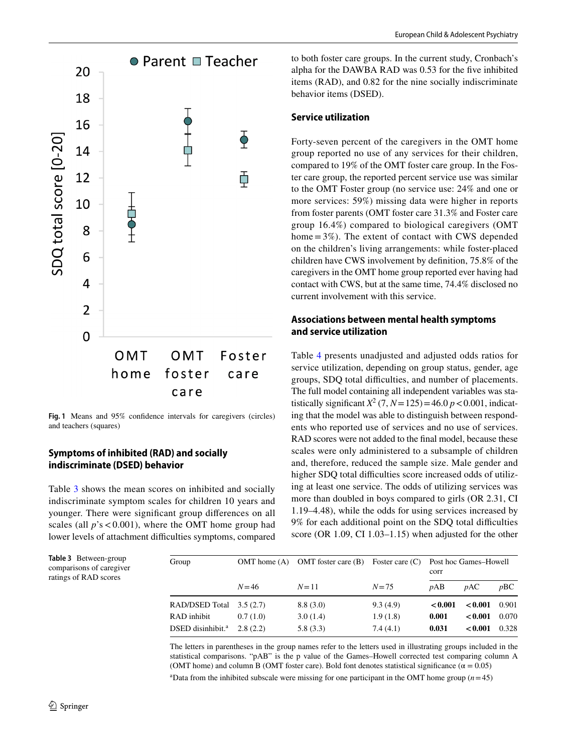Fig. 1 Means and 95% confidence intervals for caregivers (circles) and teachers (squares)

## Symptoms of inhibited (RAD) and socially indiscriminate (DSED) behavior

Table 3 shows the mean scores on inhibited and socially indiscriminate symptom scales for children 10 years and younger. There were significant group differences on all scales (all $p$'s < 0.001), where the OMT home group had lower levels of attachment difficulties symptoms, compared to both foster care groups. In the current study, Cronbach's alpha for the DAWBA RAD was 0.53 for the five inhibited items (RAD), and 0.82 for the nine socially indiscriminate behavior items (DSED).

## Service utilization

Forty-seven percent of the caregivers in the OMT home group reported no use of any services for their children, compared to 19% of the OMT foster care group. In the Foster care group, the reported percent service use was similar to the OMT Foster group (no service use: 24% and one or more services: 59%) missing data were higher in reports from foster parents (OMT foster care 31.3% and Foster care group 16.4%) compared to biological caregivers (OMT home = 3%). The extent of contact with CWS depended on the children's living arrangements: while foster-placed children have CWS involvement by definition, 75.8% of the caregivers in the OMT home group reported ever having had contact with CWS, but at the same time, 74.4% disclosed no current involvement with this service.

## Associations between mental health symptoms and service utilization

Table 4 presents unadjusted and adjusted odds ratios for service utilization, depending on group status, gender, age groups, SDQ total difficulties, and number of placements. The full model containing all independent variables was statistically significant $X^2$ (7, $N$ = 125) = 46.0 $p$ < 0.001, indicating that the model was able to distinguish between respondents who reported use of services and no use of services. RAD scores were not added to the final model, because these scales were only administered to a subsample of children and, therefore, reduced the sample size. Male gender and higher SDQ total difficulties score increased odds of utilizing at least one service. The odds of utilizing services was more than doubled in boys compared to girls (OR 2.31, CI 1.19–4.48), while the odds for using services increased by 9% for each additional point on the SDQ total difficulties score (OR 1.09, CI 1.03–1.15) when adjusted for the other

**Table 3** Between-group comparisons of caregiver ratings of RAD scores

| Group | OMT home (A) | OMT foster care (B) | Foster care (C) | Post hoc Games–Howell corr | | |
|---|---|---|---|---|---|---|
| | $N$=46 | $N$=11 | $N$=75 | $p$AB | $p$AC | $p$BC |
| RAD/DSED Total | 3.5 (2.7) | 8.8 (3.0) | 9.3 (4.9) | **<0.001** | **<0.001** | 0.901 |
| RAD inhibit | 0.7 (1.0) | 3.0 (1.4) | 1.9 (1.8) | **0.001** | **<0.001** | 0.070 |
| DSED disinhibit.[a] | 2.8 (2.2) | 5.8 (3.3) | 7.4 (4.1) | **0.031** | **<0.001** | 0.328 |

The letters in parentheses in the group names refer to the letters used in illustrating groups included in the statistical comparisons. "pAB" is the p value of the Games–Howell corrected test comparing column A (OMT home) and column B (OMT foster care). Bold font denotes statistical significance (α = 0.05)

[a]Data from the inhibited subscale were missing for one participant in the OMT home group ($n$=45)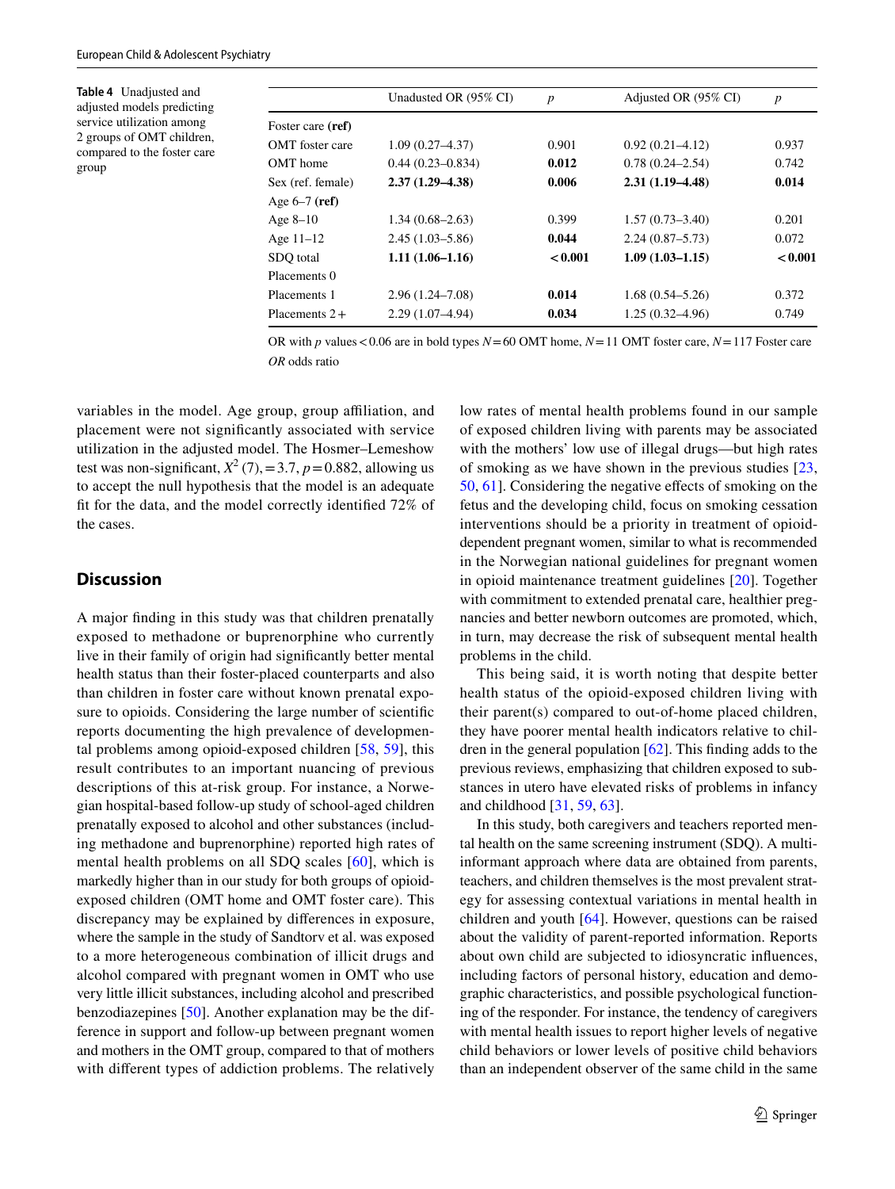**Table 4** Unadjusted and adjusted models predicting service utilization among 2 groups of OMT children, compared to the foster care group

| | Unadusted OR (95% CI) | *p* | Adjusted OR (95% CI) | *p* |
|---|---|---|---|---|
| Foster care **(ref)** | | | | |
| OMT foster care | 1.09 (0.27–4.37) | 0.901 | 0.92 (0.21–4.12) | 0.937 |
| OMT home | 0.44 (0.23–0.834) | **0.012** | 0.78 (0.24–2.54) | 0.742 |
| Sex (ref. female) | **2.37 (1.29–4.38)** | **0.006** | **2.31 (1.19–4.48)** | **0.014** |
| Age 6–7 **(ref)** | | | | |
| Age 8–10 | 1.34 (0.68–2.63) | 0.399 | 1.57 (0.73–3.40) | 0.201 |
| Age 11–12 | 2.45 (1.03–5.86) | **0.044** | 2.24 (0.87–5.73) | 0.072 |
| SDQ total | **1.11 (1.06–1.16)** | **< 0.001** | **1.09 (1.03–1.15)** | **< 0.001** |
| Placements 0 | | | | |
| Placements 1 | 2.96 (1.24–7.08) | **0.014** | 1.68 (0.54–5.26) | 0.372 |
| Placements 2 + | 2.29 (1.07–4.94) | **0.034** | 1.25 (0.32–4.96) | 0.749 |

OR with *p* values < 0.06 are in bold types $N = 60$ OMT home, $N = 11$ OMT foster care, $N = 117$ Foster care

*OR* odds ratio

variables in the model. Age group, group affiliation, and placement were not significantly associated with service utilization in the adjusted model. The Hosmer–Lemeshow test was non-significant, $X^2$ (7), = 3.7, $p = 0.882$, allowing us to accept the null hypothesis that the model is an adequate fit for the data, and the model correctly identified 72% of the cases.

## Discussion

A major finding in this study was that children prenatally exposed to methadone or buprenorphine who currently live in their family of origin had significantly better mental health status than their foster-placed counterparts and also than children in foster care without known prenatal exposure to opioids. Considering the large number of scientific reports documenting the high prevalence of developmental problems among opioid-exposed children [58, 59], this result contributes to an important nuancing of previous descriptions of this at-risk group. For instance, a Norwegian hospital-based follow-up study of school-aged children prenatally exposed to alcohol and other substances (including methadone and buprenorphine) reported high rates of mental health problems on all SDQ scales [60], which is markedly higher than in our study for both groups of opioid-exposed children (OMT home and OMT foster care). This discrepancy may be explained by differences in exposure, where the sample in the study of Sandtorv et al. was exposed to a more heterogeneous combination of illicit drugs and alcohol compared with pregnant women in OMT who use very little illicit substances, including alcohol and prescribed benzodiazepines [50]. Another explanation may be the difference in support and follow-up between pregnant women and mothers in the OMT group, compared to that of mothers with different types of addiction problems. The relatively low rates of mental health problems found in our sample of exposed children living with parents may be associated with the mothers' low use of illegal drugs—but high rates of smoking as we have shown in the previous studies [23, 50, 61]. Considering the negative effects of smoking on the fetus and the developing child, focus on smoking cessation interventions should be a priority in treatment of opioid-dependent pregnant women, similar to what is recommended in the Norwegian national guidelines for pregnant women in opioid maintenance treatment guidelines [20]. Together with commitment to extended prenatal care, healthier pregnancies and better newborn outcomes are promoted, which, in turn, may decrease the risk of subsequent mental health problems in the child.

This being said, it is worth noting that despite better health status of the opioid-exposed children living with their parent(s) compared to out-of-home placed children, they have poorer mental health indicators relative to children in the general population [62]. This finding adds to the previous reviews, emphasizing that children exposed to substances in utero have elevated risks of problems in infancy and childhood [31, 59, 63].

In this study, both caregivers and teachers reported mental health on the same screening instrument (SDQ). A multi-informant approach where data are obtained from parents, teachers, and children themselves is the most prevalent strategy for assessing contextual variations in mental health in children and youth [64]. However, questions can be raised about the validity of parent-reported information. Reports about own child are subjected to idiosyncratic influences, including factors of personal history, education and demographic characteristics, and possible psychological functioning of the responder. For instance, the tendency of caregivers with mental health issues to report higher levels of negative child behaviors or lower levels of positive child behaviors than an independent observer of the same child in the same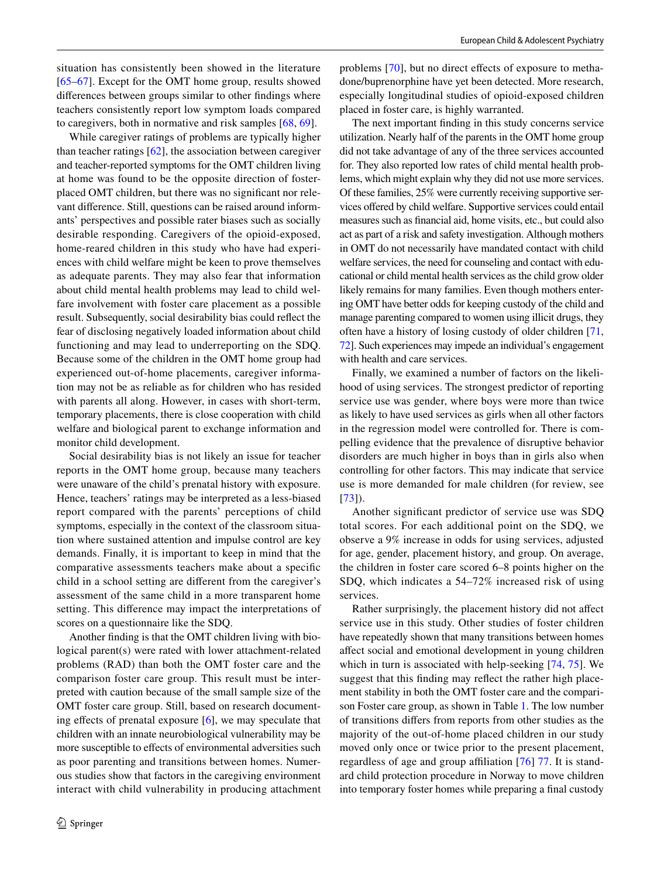situation has consistently been showed in the literature [65–67]. Except for the OMT home group, results showed differences between groups similar to other findings where teachers consistently report low symptom loads compared to caregivers, both in normative and risk samples [68, 69].

While caregiver ratings of problems are typically higher than teacher ratings [62], the association between caregiver and teacher-reported symptoms for the OMT children living at home was found to be the opposite direction of foster-placed OMT children, but there was no significant nor relevant difference. Still, questions can be raised around informants' perspectives and possible rater biases such as socially desirable responding. Caregivers of the opioid-exposed, home-reared children in this study who have had experiences with child welfare might be keen to prove themselves as adequate parents. They may also fear that information about child mental health problems may lead to child welfare involvement with foster care placement as a possible result. Subsequently, social desirability bias could reflect the fear of disclosing negatively loaded information about child functioning and may lead to underreporting on the SDQ. Because some of the children in the OMT home group had experienced out-of-home placements, caregiver information may not be as reliable as for children who has resided with parents all along. However, in cases with short-term, temporary placements, there is close cooperation with child welfare and biological parent to exchange information and monitor child development.

Social desirability bias is not likely an issue for teacher reports in the OMT home group, because many teachers were unaware of the child's prenatal history with exposure. Hence, teachers' ratings may be interpreted as a less-biased report compared with the parents' perceptions of child symptoms, especially in the context of the classroom situation where sustained attention and impulse control are key demands. Finally, it is important to keep in mind that the comparative assessments teachers make about a specific child in a school setting are different from the caregiver's assessment of the same child in a more transparent home setting. This difference may impact the interpretations of scores on a questionnaire like the SDQ.

Another finding is that the OMT children living with biological parent(s) were rated with lower attachment-related problems (RAD) than both the OMT foster care and the comparison foster care group. This result must be interpreted with caution because of the small sample size of the OMT foster care group. Still, based on research documenting effects of prenatal exposure [6], we may speculate that children with an innate neurobiological vulnerability may be more susceptible to effects of environmental adversities such as poor parenting and transitions between homes. Numerous studies show that factors in the caregiving environment interact with child vulnerability in producing attachment problems [70], but no direct effects of exposure to methadone/buprenorphine have yet been detected. More research, especially longitudinal studies of opioid-exposed children placed in foster care, is highly warranted.

The next important finding in this study concerns service utilization. Nearly half of the parents in the OMT home group did not take advantage of any of the three services accounted for. They also reported low rates of child mental health problems, which might explain why they did not use more services. Of these families, 25% were currently receiving supportive services offered by child welfare. Supportive services could entail measures such as financial aid, home visits, etc., but could also act as part of a risk and safety investigation. Although mothers in OMT do not necessarily have mandated contact with child welfare services, the need for counseling and contact with educational or child mental health services as the child grow older likely remains for many families. Even though mothers entering OMT have better odds for keeping custody of the child and manage parenting compared to women using illicit drugs, they often have a history of losing custody of older children [71, 72]. Such experiences may impede an individual's engagement with health and care services.

Finally, we examined a number of factors on the likelihood of using services. The strongest predictor of reporting service use was gender, where boys were more than twice as likely to have used services as girls when all other factors in the regression model were controlled for. There is compelling evidence that the prevalence of disruptive behavior disorders are much higher in boys than in girls also when controlling for other factors. This may indicate that service use is more demanded for male children (for review, see [73]).

Another significant predictor of service use was SDQ total scores. For each additional point on the SDQ, we observe a 9% increase in odds for using services, adjusted for age, gender, placement history, and group. On average, the children in foster care scored 6–8 points higher on the SDQ, which indicates a 54–72% increased risk of using services.

Rather surprisingly, the placement history did not affect service use in this study. Other studies of foster children have repeatedly shown that many transitions between homes affect social and emotional development in young children which in turn is associated with help-seeking [74, 75]. We suggest that this finding may reflect the rather high placement stability in both the OMT foster care and the comparison Foster care group, as shown in Table 1. The low number of transitions differs from reports from other studies as the majority of the out-of-home placed children in our study moved only once or twice prior to the present placement, regardless of age and group affiliation [76] 77. It is standard child protection procedure in Norway to move children into temporary foster homes while preparing a final custody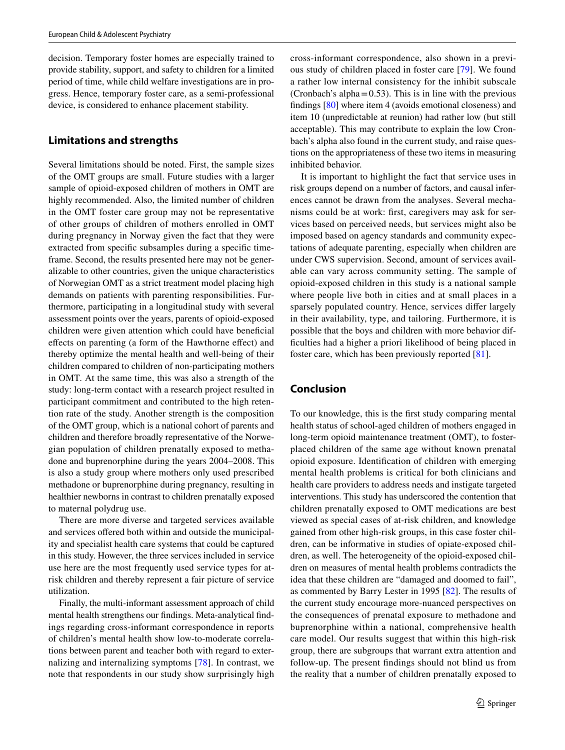decision. Temporary foster homes are especially trained to provide stability, support, and safety to children for a limited period of time, while child welfare investigations are in progress. Hence, temporary foster care, as a semi-professional device, is considered to enhance placement stability.

## Limitations and strengths

Several limitations should be noted. First, the sample sizes of the OMT groups are small. Future studies with a larger sample of opioid-exposed children of mothers in OMT are highly recommended. Also, the limited number of children in the OMT foster care group may not be representative of other groups of children of mothers enrolled in OMT during pregnancy in Norway given the fact that they were extracted from specific subsamples during a specific timeframe. Second, the results presented here may not be generalizable to other countries, given the unique characteristics of Norwegian OMT as a strict treatment model placing high demands on patients with parenting responsibilities. Furthermore, participating in a longitudinal study with several assessment points over the years, parents of opioid-exposed children were given attention which could have beneficial effects on parenting (a form of the Hawthorne effect) and thereby optimize the mental health and well-being of their children compared to children of non-participating mothers in OMT. At the same time, this was also a strength of the study: long-term contact with a research project resulted in participant commitment and contributed to the high retention rate of the study. Another strength is the composition of the OMT group, which is a national cohort of parents and children and therefore broadly representative of the Norwegian population of children prenatally exposed to methadone and buprenorphine during the years 2004–2008. This is also a study group where mothers only used prescribed methadone or buprenorphine during pregnancy, resulting in healthier newborns in contrast to children prenatally exposed to maternal polydrug use.

There are more diverse and targeted services available and services offered both within and outside the municipality and specialist health care systems that could be captured in this study. However, the three services included in service use here are the most frequently used service types for at-risk children and thereby represent a fair picture of service utilization.

Finally, the multi-informant assessment approach of child mental health strengthens our findings. Meta-analytical findings regarding cross-informant correspondence in reports of children's mental health show low-to-moderate correlations between parent and teacher both with regard to externalizing and internalizing symptoms [78]. In contrast, we note that respondents in our study show surprisingly high cross-informant correspondence, also shown in a previous study of children placed in foster care [79]. We found a rather low internal consistency for the inhibit subscale (Cronbach's alpha = 0.53). This is in line with the previous findings [80] where item 4 (avoids emotional closeness) and item 10 (unpredictable at reunion) had rather low (but still acceptable). This may contribute to explain the low Cronbach's alpha also found in the current study, and raise questions on the appropriateness of these two items in measuring inhibited behavior.

It is important to highlight the fact that service uses in risk groups depend on a number of factors, and causal inferences cannot be drawn from the analyses. Several mechanisms could be at work: first, caregivers may ask for services based on perceived needs, but services might also be imposed based on agency standards and community expectations of adequate parenting, especially when children are under CWS supervision. Second, amount of services available can vary across community setting. The sample of opioid-exposed children in this study is a national sample where people live both in cities and at small places in a sparsely populated country. Hence, services differ largely in their availability, type, and tailoring. Furthermore, it is possible that the boys and children with more behavior difficulties had a higher a priori likelihood of being placed in foster care, which has been previously reported [81].

## Conclusion

To our knowledge, this is the first study comparing mental health status of school-aged children of mothers engaged in long-term opioid maintenance treatment (OMT), to foster-placed children of the same age without known prenatal opioid exposure. Identification of children with emerging mental health problems is critical for both clinicians and health care providers to address needs and instigate targeted interventions. This study has underscored the contention that children prenatally exposed to OMT medications are best viewed as special cases of at-risk children, and knowledge gained from other high-risk groups, in this case foster children, can be informative in studies of opiate-exposed children, as well. The heterogeneity of the opioid-exposed children on measures of mental health problems contradicts the idea that these children are "damaged and doomed to fail", as commented by Barry Lester in 1995 [82]. The results of the current study encourage more-nuanced perspectives on the consequences of prenatal exposure to methadone and buprenorphine within a national, comprehensive health care model. Our results suggest that within this high-risk group, there are subgroups that warrant extra attention and follow-up. The present findings should not blind us from the reality that a number of children prenatally exposed to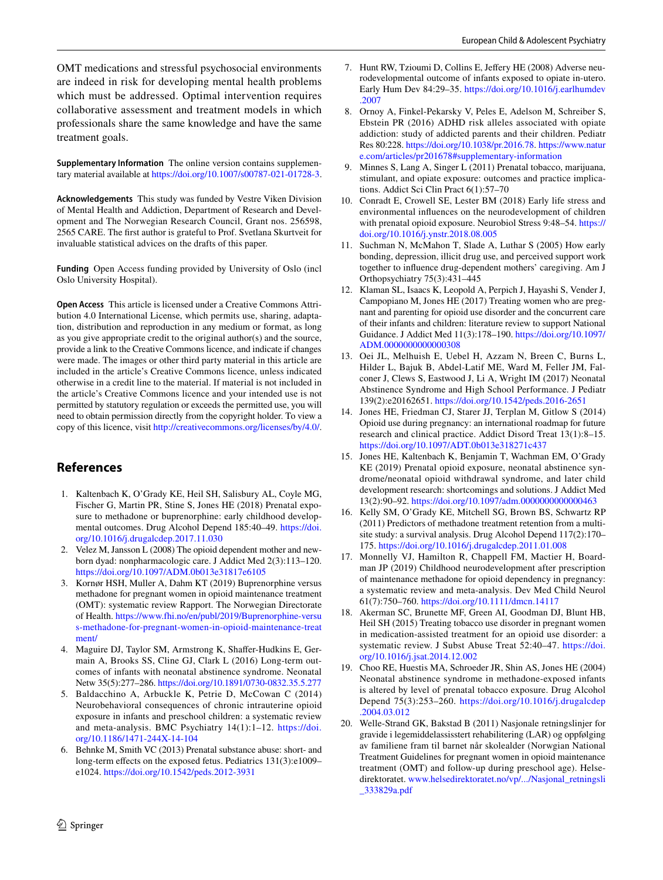OMT medications and stressful psychosocial environments are indeed in risk for developing mental health problems which must be addressed. Optimal intervention requires collaborative assessment and treatment models in which professionals share the same knowledge and have the same treatment goals.

**Supplementary Information** The online version contains supplementary material available at https://doi.org/10.1007/s00787-021-01728-3.

**Acknowledgements** This study was funded by Vestre Viken Division of Mental Health and Addiction, Department of Research and Development and The Norwegian Research Council, Grant nos. 256598, 2565 CARE. The first author is grateful to Prof. Svetlana Skurtveit for invaluable statistical advices on the drafts of this paper.

**Funding** Open Access funding provided by University of Oslo (incl Oslo University Hospital).

**Open Access** This article is licensed under a Creative Commons Attribution 4.0 International License, which permits use, sharing, adaptation, distribution and reproduction in any medium or format, as long as you give appropriate credit to the original author(s) and the source, provide a link to the Creative Commons licence, and indicate if changes were made. The images or other third party material in this article are included in the article's Creative Commons licence, unless indicated otherwise in a credit line to the material. If material is not included in the article's Creative Commons licence and your intended use is not permitted by statutory regulation or exceeds the permitted use, you will need to obtain permission directly from the copyright holder. To view a copy of this licence, visit http://creativecommons.org/licenses/by/4.0/.

## References

1. Kaltenbach K, O'Grady KE, Heil SH, Salisbury AL, Coyle MG, Fischer G, Martin PR, Stine S, Jones HE (2018) Prenatal exposure to methadone or buprenorphine: early childhood developmental outcomes. Drug Alcohol Depend 185:40–49. https://doi.org/10.1016/j.drugalcdep.2017.11.030
2. Velez M, Jansson L (2008) The opioid dependent mother and newborn dyad: nonpharmacologic care. J Addict Med 2(3):113–120. https://doi.org/10.1097/ADM.0b013e31817e6105
3. Kornør HSH, Muller A, Dahm KT (2019) Buprenorphine versus methadone for pregnant women in opioid maintenance treatment (OMT): systematic review Rapport. The Norwegian Directorate of Health. https://www.fhi.no/en/publ/2019/Buprenorphine-versus-methadone-for-pregnant-women-in-opioid-maintenance-treatment/
4. Maguire DJ, Taylor SM, Armstrong K, Shaffer-Hudkins E, Germain A, Brooks SS, Cline GJ, Clark L (2016) Long-term outcomes of infants with neonatal abstinence syndrome. Neonatal Netw 35(5):277–286. https://doi.org/10.1891/0730-0832.35.5.277
5. Baldacchino A, Arbuckle K, Petrie D, McCowan C (2014) Neurobehavioral consequences of chronic intrauterine opioid exposure in infants and preschool children: a systematic review and meta-analysis. BMC Psychiatry 14(1):1–12. https://doi.org/10.1186/1471-244X-14-104
6. Behnke M, Smith VC (2013) Prenatal substance abuse: short- and long-term effects on the exposed fetus. Pediatrics 131(3):e1009–e1024. https://doi.org/10.1542/peds.2012-3931
7. Hunt RW, Tzioumi D, Collins E, Jeffery HE (2008) Adverse neurodevelopmental outcome of infants exposed to opiate in-utero. Early Hum Dev 84:29–35. https://doi.org/10.1016/j.earlhumdev.2007
8. Ornoy A, Finkel-Pekarsky V, Peles E, Adelson M, Schreiber S, Ebstein PR (2016) ADHD risk alleles associated with opiate addiction: study of addicted parents and their children. Pediatr Res 80:228. https://doi.org/10.1038/pr.2016.78. https://www.nature.com/articles/pr201678#supplementary-information
9. Minnes S, Lang A, Singer L (2011) Prenatal tobacco, marijuana, stimulant, and opiate exposure: outcomes and practice implications. Addict Sci Clin Pract 6(1):57–70
10. Conradt E, Crowell SE, Lester BM (2018) Early life stress and environmental influences on the neurodevelopment of children with prenatal opioid exposure. Neurobiol Stress 9:48–54. https://doi.org/10.1016/j.ynstr.2018.08.005
11. Suchman N, McMahon T, Slade A, Luthar S (2005) How early bonding, depression, illicit drug use, and perceived support work together to influence drug-dependent mothers' caregiving. Am J Orthopsychiatry 75(3):431–445
12. Klaman SL, Isaacs K, Leopold A, Perpich J, Hayashi S, Vender J, Campopiano M, Jones HE (2017) Treating women who are pregnant and parenting for opioid use disorder and the concurrent care of their infants and children: literature review to support National Guidance. J Addict Med 11(3):178–190. https://doi.org/10.1097/ADM.0000000000000308
13. Oei JL, Melhuish E, Uebel H, Azzam N, Breen C, Burns L, Hilder L, Bajuk B, Abdel-Latif ME, Ward M, Feller JM, Falconer J, Clews S, Eastwood J, Li A, Wright IM (2017) Neonatal Abstinence Syndrome and High School Performance. J Pediatr 139(2):e20162651. https://doi.org/10.1542/peds.2016-2651
14. Jones HE, Friedman CJ, Starer JJ, Terplan M, Gitlow S (2014) Opioid use during pregnancy: an international roadmap for future research and clinical practice. Addict Disord Treat 13(1):8–15. https://doi.org/10.1097/ADT.0b013e318271c437
15. Jones HE, Kaltenbach K, Benjamin T, Wachman EM, O'Grady KE (2019) Prenatal opioid exposure, neonatal abstinence syndrome/neonatal opioid withdrawal syndrome, and later child development research: shortcomings and solutions. J Addict Med 13(2):90–92. https://doi.org/10.1097/adm.0000000000000463
16. Kelly SM, O'Grady KE, Mitchell SG, Brown BS, Schwartz RP (2011) Predictors of methadone treatment retention from a multisite study: a survival analysis. Drug Alcohol Depend 117(2):170–175. https://doi.org/10.1016/j.drugalcdep.2011.01.008
17. Monnelly VJ, Hamilton R, Chappell FM, Mactier H, Boardman JP (2019) Childhood neurodevelopment after prescription of maintenance methadone for opioid dependency in pregnancy: a systematic review and meta-analysis. Dev Med Child Neurol 61(7):750–760. https://doi.org/10.1111/dmcn.14117
18. Akerman SC, Brunette MF, Green AI, Goodman DJ, Blunt HB, Heil SH (2015) Treating tobacco use disorder in pregnant women in medication-assisted treatment for an opioid use disorder: a systematic review. J Subst Abuse Treat 52:40–47. https://doi.org/10.1016/j.jsat.2014.12.002
19. Choo RE, Huestis MA, Schroeder JR, Shin AS, Jones HE (2004) Neonatal abstinence syndrome in methadone-exposed infants is altered by level of prenatal tobacco exposure. Drug Alcohol Depend 75(3):253–260. https://doi.org/10.1016/j.drugalcdep.2004.03.012
20. Welle-Strand GK, Bakstad B (2011) Nasjonale retningslinjer for gravide i legemiddelassistert rehabilitering (LAR) og oppfølging av familiene fram til barnet når skolealder (Norwgian National Treatment Guidelines for pregnant women in opioid maintenance treatment (OMT) and follow-up during preschool age). Helsedirektoratet. www.helsedirektoratet.no/vp/.../Nasjonal_retningsli_333829a.pdf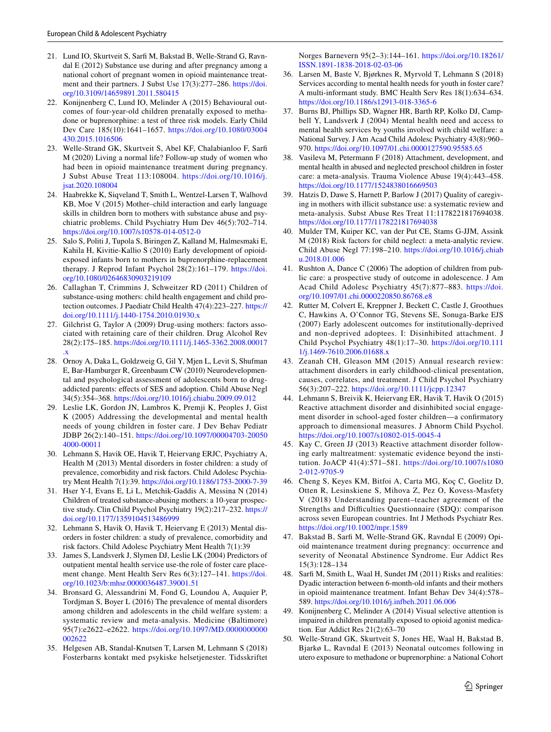21. Lund IO, Skurtveit S, Sarfi M, Bakstad B, Welle-Strand G, Ravndal E (2012) Substance use during and after pregnancy among a national cohort of pregnant women in opioid maintenance treatment and their partners. J Subst Use 17(3):277–286. https://doi.org/10.3109/14659891.2011.580415
22. Konijnenberg C, Lund IO, Melinder A (2015) Behavioural outcomes of four-year-old children prenatally exposed to methadone or buprenorphine: a test of three risk models. Early Child Dev Care 185(10):1641–1657. https://doi.org/10.1080/03004430.2015.1016506
23. Welle-Strand GK, Skurtveit S, Abel KF, Chalabianloo F, Sarfi M (2020) Living a normal life? Follow-up study of women who had been in opioid maintenance treatment during pregnancy. J Subst Abuse Treat 113:108004. https://doi.org/10.1016/j.jsat.2020.108004
24. Haabrekke K, Siqveland T, Smith L, Wentzel-Larsen T, Walhovd KB, Moe V (2015) Mother–child interaction and early language skills in children born to mothers with substance abuse and psychiatric problems. Child Psychiatry Hum Dev 46(5):702–714. https://doi.org/10.1007/s10578-014-0512-0
25. Salo S, Politi J, Tupola S, Biringen Z, Kalland M, Halmesmaki E, Kahila H, Kivitie-Kallio S (2010) Early development of opioid-exposed infants born to mothers in buprenorphine-replacement therapy. J Reprod Infant Psychol 28(2):161–179. https://doi.org/10.1080/02646830903219109
26. Callaghan T, Crimmins J, Schweitzer RD (2011) Children of substance-using mothers: child health engagement and child protection outcomes. J Paediatr Child Health 47(4):223–227. https://doi.org/10.1111/j.1440-1754.2010.01930.x
27. Gilchrist G, Taylor A (2009) Drug-using mothers: factors associated with retaining care of their children. Drug Alcohol Rev 28(2):175–185. https://doi.org/10.1111/j.1465-3362.2008.00017.x
28. Ornoy A, Daka L, Goldzweig G, Gil Y, Mjen L, Levit S, Shufman E, Bar-Hamburger R, Greenbaum CW (2010) Neurodevelopmental and psychological assessment of adolescents born to drug-addicted parents: effects of SES and adoption. Child Abuse Negl 34(5):354–368. https://doi.org/10.1016/j.chiabu.2009.09.012
29. Leslie LK, Gordon JN, Lambros K, Premji K, Peoples J, Gist K (2005) Addressing the developmental and mental health needs of young children in foster care. J Dev Behav Pediatr JDBP 26(2):140–151. https://doi.org/10.1097/00004703-200504000-00011
30. Lehmann S, Havik OE, Havik T, Heiervang ERJC, Psychiatry A, Health M (2013) Mental disorders in foster children: a study of prevalence, comorbidity and risk factors. Child Adolesc Psychiatry Ment Health 7(1):39. https://doi.org/10.1186/1753-2000-7-39
31. Hser Y-I, Evans E, Li L, Metchik-Gaddis A, Messina N (2014) Children of treated substance-abusing mothers: a 10-year prospective study. Clin Child Psychol Psychiatry 19(2):217–232. https://doi.org/10.1177/1359104513486999
32. Lehmann S, Havik O, Havik T, Heiervang E (2013) Mental disorders in foster children: a study of prevalence, comorbidity and risk factors. Child Adolesc Psychiatry Ment Health 7(1):39
33. James S, Landsverk J, Slymen DJ, Leslie LK (2004) Predictors of outpatient mental health service use-the role of foster care placement change. Ment Health Serv Res 6(3):127–141. https://doi.org/10.1023/b:mhsr.0000036487.39001.51
34. Bronsard G, Alessandrini M, Fond G, Loundou A, Auquier P, Tordjman S, Boyer L (2016) The prevalence of mental disorders among children and adolescents in the child welfare system: a systematic review and meta-analysis. Medicine (Baltimore) 95(7):e2622–e2622. https://doi.org/10.1097/MD.0000000000002622
35. Helgesen AB, Standal-Knutsen T, Larsen M, Lehmann S (2018) Fosterbarns kontakt med psykiske helsetjenester. Tidsskriftet Norges Barnevern 95(2–3):144–161. https://doi.org/10.18261/ISSN.1891-1838-2018-02-03-06
36. Larsen M, Baste V, Bjørknes R, Myrvold T, Lehmann S (2018) Services according to mental health needs for youth in foster care? A multi-informant study. BMC Health Serv Res 18(1):634–634. https://doi.org/10.1186/s12913-018-3365-6
37. Burns BJ, Phillips SD, Wagner HR, Barth RP, Kolko DJ, Campbell Y, Landsverk J (2004) Mental health need and access to mental health services by youths involved with child welfare: a National Survey. J Am Acad Child Adolesc Psychiatry 43(8):960–970. https://doi.org/10.1097/01.chi.0000127590.95585.65
38. Vasileva M, Petermann F (2018) Attachment, development, and mental health in abused and neglected preschool children in foster care: a meta-analysis. Trauma Violence Abuse 19(4):443–458. https://doi.org/10.1177/1524838016669503
39. Hatzis D, Dawe S, Harnett P, Barlow J (2017) Quality of caregiving in mothers with illicit substance use: a systematic review and meta-analysis. Subst Abuse Res Treat 11:1178221817694038. https://doi.org/10.1177/1178221817694038
40. Mulder TM, Kuiper KC, van der Put CE, Stams G-JJM, Assink M (2018) Risk factors for child neglect: a meta-analytic review. Child Abuse Negl 77:198–210. https://doi.org/10.1016/j.chiabu.2018.01.006
41. Rushton A, Dance C (2006) The adoption of children from public care: a prospective study of outcome in adolescence. J Am Acad Child Adolesc Psychiatry 45(7):877–883. https://doi.org/10.1097/01.chi.0000220850.86768.e8
42. Rutter M, Colvert E, Kreppner J, Beckett C, Castle J, Groothues C, Hawkins A, O'Connor TG, Stevens SE, Sonuga-Barke EJS (2007) Early adolescent outcomes for institutionally-deprived and non-deprived adoptees. I: Disinhibited attachment. J Child Psychol Psychiatry 48(1):17–30. https://doi.org/10.1111/j.1469-7610.2006.01688.x
43. Zeanah CH, Gleason MM (2015) Annual research review: attachment disorders in early childhood-clinical presentation, causes, correlates, and treatment. J Child Psychol Psychiatry 56(3):207–222. https://doi.org/10.1111/jcpp.12347
44. Lehmann S, Breivik K, Heiervang ER, Havik T, Havik O (2015) Reactive attachment disorder and disinhibited social engagement disorder in school-aged foster children—a confirmatory approach to dimensional measures. J Abnorm Child Psychol. https://doi.org/10.1007/s10802-015-0045-4
45. Kay C, Green JJ (2013) Reactive attachment disorder following early maltreatment: systematic evidence beyond the institution. JoACP 41(4):571–581. https://doi.org/10.1007/s10802-012-9705-9
46. Cheng S, Keyes KM, Bitfoi A, Carta MG, Koç C, Goelitz D, Otten R, Lesinskiene S, Mihova Z, Pez O, Kovess-Masfety V (2018) Understanding parent–teacher agreement of the Strengths and Difficulties Questionnaire (SDQ): comparison across seven European countries. Int J Methods Psychiatr Res. https://doi.org/10.1002/mpr.1589
47. Bakstad B, Sarfi M, Welle-Strand GK, Ravndal E (2009) Opioid maintenance treatment during pregnancy: occurrence and severity of Neonatal Abstinence Syndrome. Eur Addict Res 15(3):128–134
48. Sarfi M, Smith L, Waal H, Sundet JM (2011) Risks and realities: Dyadic interaction between 6-month-old infants and their mothers in opioid maintenance treatment. Infant Behav Dev 34(4):578–589. https://doi.org/10.1016/j.infbeh.2011.06.006
49. Konijnenberg C, Melinder A (2014) Visual selective attention is impaired in children prenatally exposed to opioid agonist medication. Eur Addict Res 21(2):63–70
50. Welle-Strand GK, Skurtveit S, Jones HE, Waal H, Bakstad B, Bjarkø L, Ravndal E (2013) Neonatal outcomes following in utero exposure to methadone or buprenorphine: a National Cohort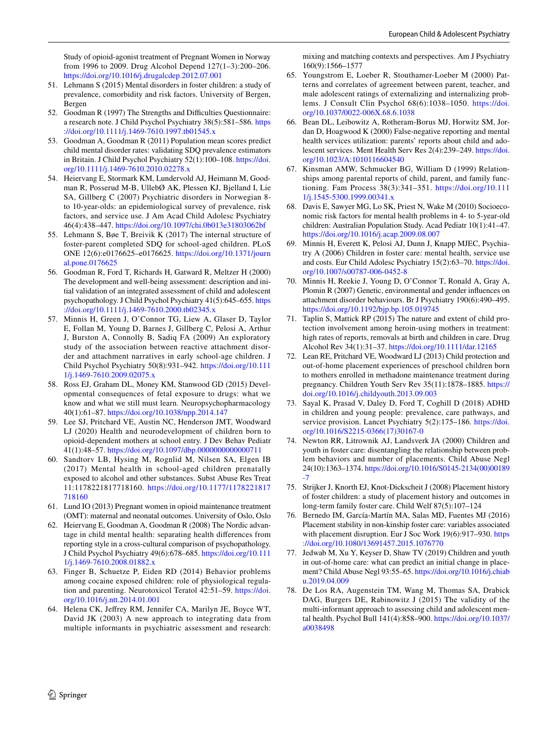Study of opioid-agonist treatment of Pregnant Women in Norway from 1996 to 2009. Drug Alcohol Depend 127(1–3):200–206. https://doi.org/10.1016/j.drugalcdep.2012.07.001

51. Lehmann S (2015) Mental disorders in foster children: a study of prevalence, comorbidity and risk factors. University of Bergen, Bergen
52. Goodman R (1997) The Strengths and Difficulties Questionnaire: a research note. J Child Psychol Psychiatry 38(5):581–586. https://doi.org/10.1111/j.1469-7610.1997.tb01545.x
53. Goodman A, Goodman R (2011) Population mean scores predict child mental disorder rates: validating SDQ prevalence estimators in Britain. J Child Psychol Psychiatry 52(1):100–108. https://doi.org/10.1111/j.1469-7610.2010.02278.x
54. Heiervang E, Stormark KM, Lundervold AJ, Heimann M, Goodman R, Posserud M-B, UllebØ AK, Plessen KJ, Bjelland I, Lie SA, Gillberg C (2007) Psychiatric disorders in Norwegian 8- to 10-year-olds: an epidemiological survey of prevalence, risk factors, and service use. J Am Acad Child Adolesc Psychiatry 46(4):438–447. https://doi.org/10.1097/chi.0b013e31803062bf
55. Lehmann S, Bøe T, Breivik K (2017) The internal structure of foster-parent completed SDQ for school-aged children. PLoS ONE 12(6):e0176625–e0176625. https://doi.org/10.1371/journal.pone.0176625
56. Goodman R, Ford T, Richards H, Gatward R, Meltzer H (2000) The development and well-being assessment: description and initial validation of an integrated assessment of child and adolescent psychopathology. J Child Psychol Psychiatry 41(5):645–655. https://doi.org/10.1111/j.1469-7610.2000.tb02345.x
57. Minnis H, Green J, O'Connor TG, Liew A, Glaser D, Taylor E, Follan M, Young D, Barnes J, Gillberg C, Pelosi A, Arthur J, Burston A, Connolly B, Sadiq FA (2009) An exploratory study of the association between reactive attachment disorder and attachment narratives in early school-age children. J Child Psychol Psychiatry 50(8):931–942. https://doi.org/10.1111/j.1469-7610.2009.02075.x
58. Ross EJ, Graham DL, Money KM, Stanwood GD (2015) Developmental consequences of fetal exposure to drugs: what we know and what we still must learn. Neuropsychopharmacology 40(1):61–87. https://doi.org/10.1038/npp.2014.147
59. Lee SJ, Pritchard VE, Austin NC, Henderson JMT, Woodward LJ (2020) Health and neurodevelopment of children born to opioid-dependent mothers at school entry. J Dev Behav Pediatr 41(1):48–57. https://doi.org/10.1097/dbp.0000000000000711
60. Sandtorv LB, Hysing M, Rognlid M, Nilsen SA, Elgen IB (2017) Mental health in school-aged children prenatally exposed to alcohol and other substances. Subst Abuse Res Treat 11:1178221817718160. https://doi.org/10.1177/1178221817718160
61. Lund IO (2013) Pregnant women in opioid maintenance treatment (OMT): maternal and neonatal outcomes. University of Oslo, Oslo
62. Heiervang E, Goodman A, Goodman R (2008) The Nordic advantage in child mental health: separating health differences from reporting style in a cross-cultural comparison of psychopathology. J Child Psychol Psychiatry 49(6):678–685. https://doi.org/10.1111/j.1469-7610.2008.01882.x
63. Finger B, Schuetze P, Eiden RD (2014) Behavior problems among cocaine exposed children: role of physiological regulation and parenting. Neurotoxicol Teratol 42:51–59. https://doi.org/10.1016/j.ntt.2014.01.001
64. Helena CK, Jeffrey RM, Jennifer CA, Marilyn JE, Boyce WT, David JK (2003) A new approach to integrating data from multiple informants in psychiatric assessment and research: mixing and matching contexts and perspectives. Am J Psychiatry 160(9):1566–1577
65. Youngstrom E, Loeber R, Stouthamer-Loeber M (2000) Patterns and correlates of agreement between parent, teacher, and male adolescent ratings of externalizing and internalizing problems. J Consult Clin Psychol 68(6):1038–1050. https://doi.org/10.1037/0022-006X.68.6.1038
66. Bean DL, Leibowitz A, Rotheram-Borus MJ, Horwitz SM, Jordan D, Hoagwood K (2000) False-negative reporting and mental health services utilization: parents' reports about child and adolescent services. Ment Health Serv Res 2(4):239–249. https://doi.org/10.1023/A:1010116604540
67. Kinsman AMW, Schmucker BG, William D (1999) Relationships among parental reports of child, parent, and family functioning. Fam Process 38(3):341–351. https://doi.org/10.1111/j.1545-5300.1999.00341.x
68. Davis E, Sawyer MG, Lo SK, Priest N, Wake M (2010) Socioeconomic risk factors for mental health problems in 4- to 5-year-old children: Australian Population Study. Acad Pediatr 10(1):41–47. https://doi.org/10.1016/j.acap.2009.08.007
69. Minnis H, Everett K, Pelosi AJ, Dunn J, Knapp MJEC, Psychiatry A (2006) Children in foster care: mental health, service use and costs. Eur Child Adolesc Psychiatry 15(2):63–70. https://doi.org/10.1007/s00787-006-0452-8
70. Minnis H, Reekie J, Young D, O'Connor T, Ronald A, Gray A, Plomin R (2007) Genetic, environmental and gender influences on attachment disorder behaviours. Br J Psychiatry 190(6):490–495. https://doi.org/10.1192/bjp.bp.105.019745
71. Taplin S, Mattick RP (2015) The nature and extent of child protection involvement among heroin-using mothers in treatment: high rates of reports, removals at birth and children in care. Drug Alcohol Rev 34(1):31–37. https://doi.org/10.1111/dar.12165
72. Lean RE, Pritchard VE, Woodward LJ (2013) Child protection and out-of-home placement experiences of preschool children born to mothers enrolled in methadone maintenance treatment during pregnancy. Children Youth Serv Rev 35(11):1878–1885. https://doi.org/10.1016/j.childyouth.2013.09.003
73. Sayal K, Prasad V, Daley D, Ford T, Coghill D (2018) ADHD in children and young people: prevalence, care pathways, and service provision. Lancet Psychiatry 5(2):175–186. https://doi.org/10.1016/S2215-0366(17)30167-0
74. Newton RR, Litrownik AJ, Landsverk JA (2000) Children and youth in foster care: disentangling the relationship between problem behaviors and number of placements. Child Abuse Negl 24(10):1363–1374. https://doi.org/10.1016/S0145-2134(00)00189-7
75. Strijker J, Knorth EJ, Knot-Dickscheit J (2008) Placement history of foster children: a study of placement history and outcomes in long-term family foster care. Child Welf 87(5):107–124
76. Bernedo IM, García-Martín MA, Salas MD, Fuentes MJ (2016) Placement stability in non-kinship foster care: variables associated with placement disruption. Eur J Soc Work 19(6):917–930. https://doi.org/10.1080/13691457.2015.1076770
77. Jedwab M, Xu Y, Keyser D, Shaw TV (2019) Children and youth in out-of-home care: what can predict an initial change in placement? Child Abuse Negl 93:55–65. https://doi.org/10.1016/j.chiabu.2019.04.009
78. De Los RA, Augenstein TM, Wang M, Thomas SA, Drabick DAG, Burgers DE, Rabinowitz J (2015) The validity of the multi-informant approach to assessing child and adolescent mental health. Psychol Bull 141(4):858–900. https://doi.org/10.1037/a0038498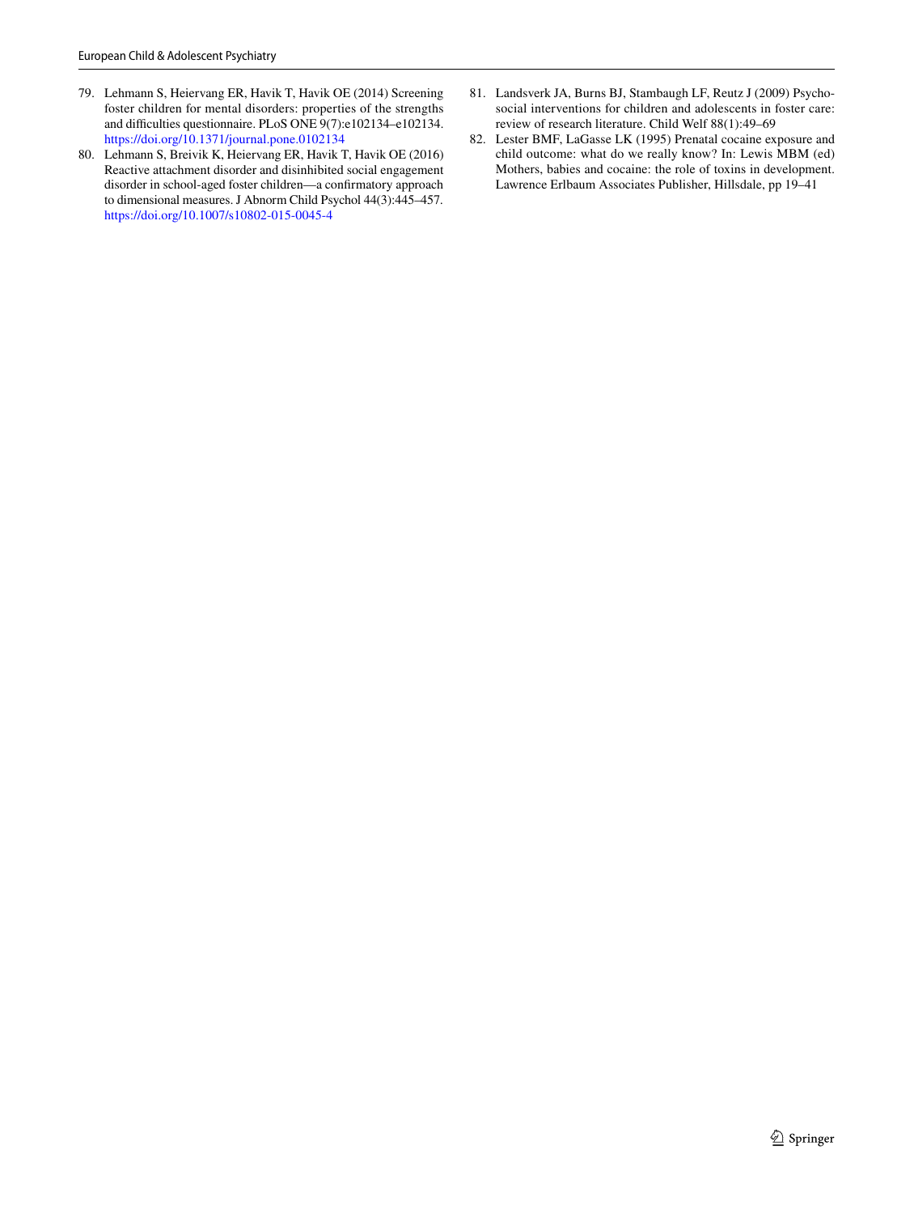79. Lehmann S, Heiervang ER, Havik T, Havik OE (2014) Screening foster children for mental disorders: properties of the strengths and difficulties questionnaire. PLoS ONE 9(7):e102134–e102134. https://doi.org/10.1371/journal.pone.0102134
80. Lehmann S, Breivik K, Heiervang ER, Havik T, Havik OE (2016) Reactive attachment disorder and disinhibited social engagement disorder in school-aged foster children—a confirmatory approach to dimensional measures. J Abnorm Child Psychol 44(3):445–457. https://doi.org/10.1007/s10802-015-0045-4
81. Landsverk JA, Burns BJ, Stambaugh LF, Reutz J (2009) Psychosocial interventions for children and adolescents in foster care: review of research literature. Child Welf 88(1):49–69
82. Lester BMF, LaGasse LK (1995) Prenatal cocaine exposure and child outcome: what do we really know? In: Lewis MBM (ed) Mothers, babies and cocaine: the role of toxins in development. Lawrence Erlbaum Associates Publisher, Hillsdale, pp 19–41